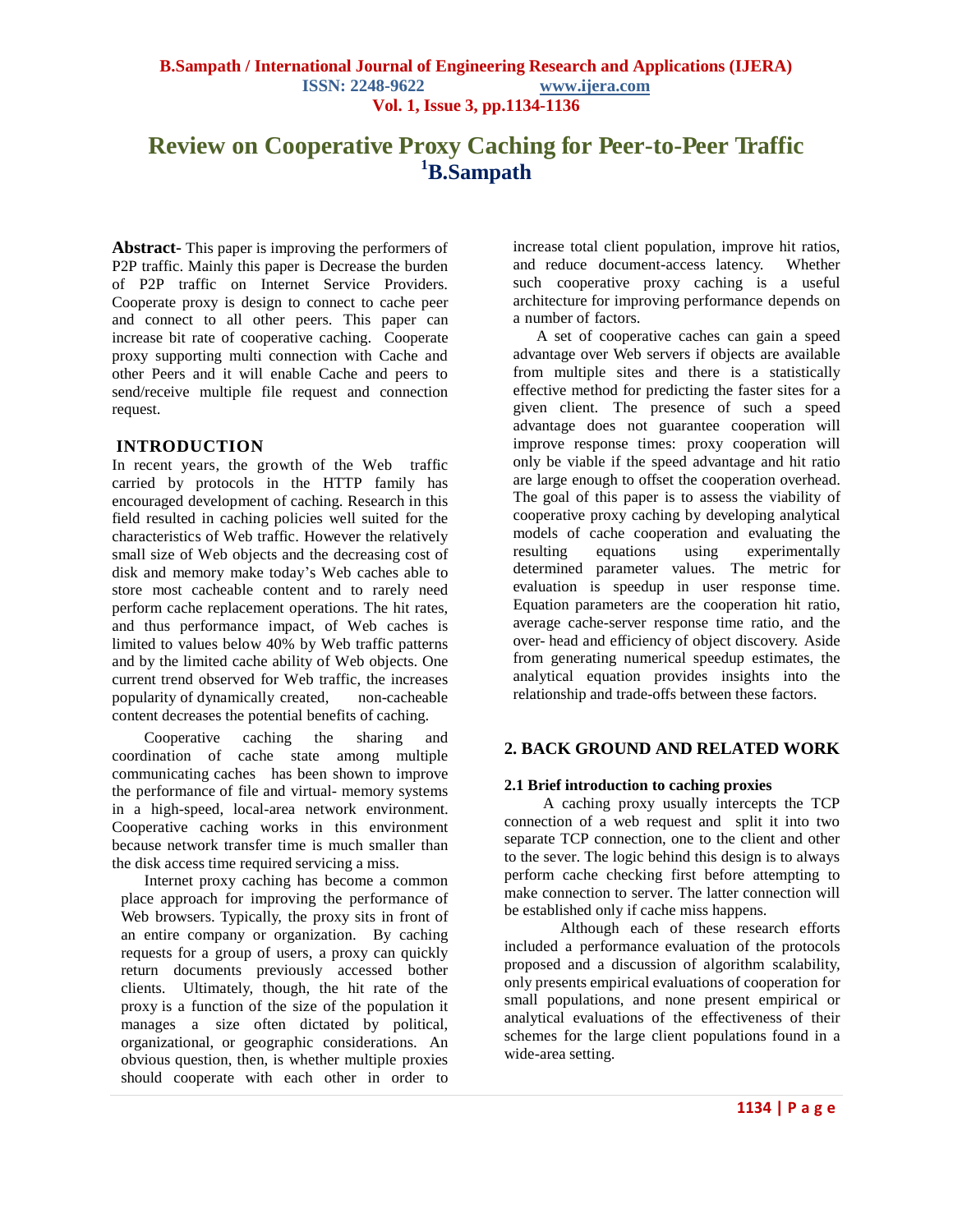# Review on Cooperative Proxy Caching for Peer-to-Peer Traffic

**[1]B.Sampath**

**Abstract**- This paper is improving the performers of P2P traffic. Mainly this paper is Decrease the burden of P2P traffic on Internet Service Providers. Cooperate proxy is design to connect to cache peer and connect to all other peers. This paper can increase bit rate of cooperative caching. Cooperate proxy supporting multi connection with Cache and other Peers and it will enable Cache and peers to send/receive multiple file request and connection request.

## INTRODUCTION

In recent years, the growth of the Web traffic carried by protocols in the HTTP family has encouraged development of caching. Research in this field resulted in caching policies well suited for the characteristics of Web traffic. However the relatively small size of Web objects and the decreasing cost of disk and memory make today's Web caches able to store most cacheable content and to rarely need perform cache replacement operations. The hit rates, and thus performance impact, of Web caches is limited to values below 40% by Web traffic patterns and by the limited cache ability of Web objects. One current trend observed for Web traffic, the increases popularity of dynamically created, non-cacheable content decreases the potential benefits of caching.

Cooperative caching the sharing and coordination of cache state among multiple communicating caches has been shown to improve the performance of file and virtual- memory systems in a high-speed, local-area network environment. Cooperative caching works in this environment because network transfer time is much smaller than the disk access time required servicing a miss.

Internet proxy caching has become a common place approach for improving the performance of Web browsers. Typically, the proxy sits in front of an entire company or organization. By caching requests for a group of users, a proxy can quickly return documents previously accessed bother clients. Ultimately, though, the hit rate of the proxy is a function of the size of the population it manages a size often dictated by political, organizational, or geographic considerations. An obvious question, then, is whether multiple proxies should cooperate with each other in order to increase total client population, improve hit ratios, and reduce document-access latency. Whether such cooperative proxy caching is a useful architecture for improving performance depends on a number of factors.

A set of cooperative caches can gain a speed advantage over Web servers if objects are available from multiple sites and there is a statistically effective method for predicting the faster sites for a given client. The presence of such a speed advantage does not guarantee cooperation will improve response times: proxy cooperation will only be viable if the speed advantage and hit ratio are large enough to offset the cooperation overhead. The goal of this paper is to assess the viability of cooperative proxy caching by developing analytical models of cache cooperation and evaluating the resulting equations using experimentally determined parameter values. The metric for evaluation is speedup in user response time. Equation parameters are the cooperation hit ratio, average cache-server response time ratio, and the over- head and efficiency of object discovery. Aside from generating numerical speedup estimates, the analytical equation provides insights into the relationship and trade-offs between these factors.

## 2. BACK GROUND AND RELATED WORK

### 2.1 Brief introduction to caching proxies

A caching proxy usually intercepts the TCP connection of a web request and split it into two separate TCP connection, one to the client and other to the sever. The logic behind this design is to always perform cache checking first before attempting to make connection to server. The latter connection will be established only if cache miss happens.

Although each of these research efforts included a performance evaluation of the protocols proposed and a discussion of algorithm scalability, only presents empirical evaluations of cooperation for small populations, and none present empirical or analytical evaluations of the effectiveness of their schemes for the large client populations found in a wide-area setting.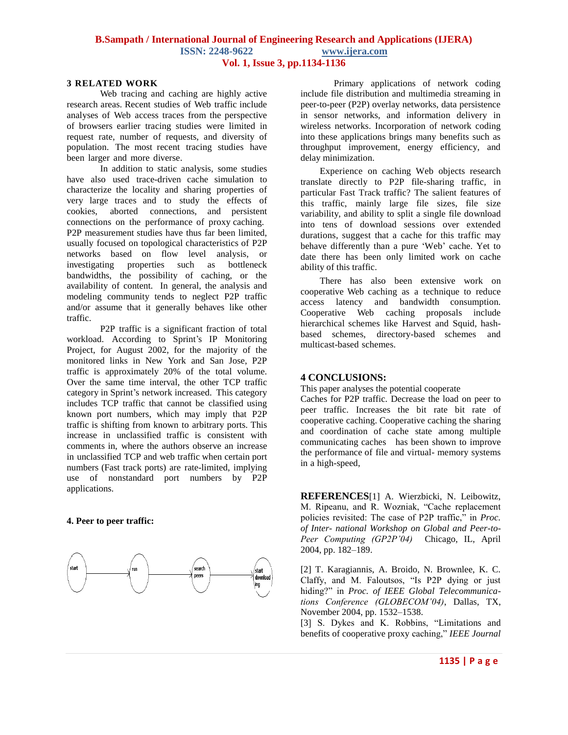## 3 RELATED WORK

Web tracing and caching are highly active research areas. Recent studies of Web traffic include analyses of Web access traces from the perspective of browsers earlier tracing studies were limited in request rate, number of requests, and diversity of population. The most recent tracing studies have been larger and more diverse.

In addition to static analysis, some studies have also used trace-driven cache simulation to characterize the locality and sharing properties of very large traces and to study the effects of cookies, aborted connections, and persistent connections on the performance of proxy caching. P2P measurement studies have thus far been limited, usually focused on topological characteristics of P2P networks based on flow level analysis, or investigating properties such as bottleneck bandwidths, the possibility of caching, or the availability of content. In general, the analysis and modeling community tends to neglect P2P traffic and/or assume that it generally behaves like other traffic.

P2P traffic is a significant fraction of total workload. According to Sprint's IP Monitoring Project, for August 2002, for the majority of the monitored links in New York and San Jose, P2P traffic is approximately 20% of the total volume. Over the same time interval, the other TCP traffic category in Sprint's network increased. This category includes TCP traffic that cannot be classified using known port numbers, which may imply that P2P traffic is shifting from known to arbitrary ports. This increase in unclassified traffic is consistent with comments in, where the authors observe an increase in unclassified TCP and web traffic when certain port numbers (Fast track ports) are rate-limited, implying use of nonstandard port numbers by P2P applications.

### 4. Peer to peer traffic:

start → run → search peers → start downloading

Primary applications of network coding include file distribution and multimedia streaming in peer-to-peer (P2P) overlay networks, data persistence in sensor networks, and information delivery in wireless networks. Incorporation of network coding into these applications brings many benefits such as throughput improvement, energy efficiency, and delay minimization.

Experience on caching Web objects research translate directly to P2P file-sharing traffic, in particular Fast Track traffic? The salient features of this traffic, mainly large file sizes, file size variability, and ability to split a single file download into tens of download sessions over extended durations, suggest that a cache for this traffic may behave differently than a pure 'Web' cache. Yet to date there has been only limited work on cache ability of this traffic.

There has also been extensive work on cooperative Web caching as a technique to reduce access latency and bandwidth consumption. Cooperative Web caching proposals include hierarchical schemes like Harvest and Squid, hash-based schemes, directory-based schemes and multicast-based schemes.

## 4 CONCLUSIONS:

This paper analyses the potential cooperate Caches for P2P traffic. Decrease the load on peer to peer traffic. Increases the bit rate bit rate of cooperative caching. Cooperative caching the sharing and coordination of cache state among multiple communicating caches has been shown to improve the performance of file and virtual- memory systems in a high-speed,

## REFERENCES

[1] A. Wierzbicki, N. Leibowitz, M. Ripeanu, and R. Wozniak, "Cache replacement policies revisited: The case of P2P traffic," in *Proc. of Inter- national Workshop on Global and Peer-to-Peer Computing (GP2P'04)* Chicago, IL, April 2004, pp. 182–189.

[2] T. Karagiannis, A. Broido, N. Brownlee, K. C. Claffy, and M. Faloutsos, "Is P2P dying or just hiding?" in *Proc. of IEEE Global Telecommunica-tions Conference (GLOBECOM'04)*, Dallas, TX, November 2004, pp. 1532–1538.

[3] S. Dykes and K. Robbins, "Limitations and benefits of cooperative proxy caching," *IEEE Journal*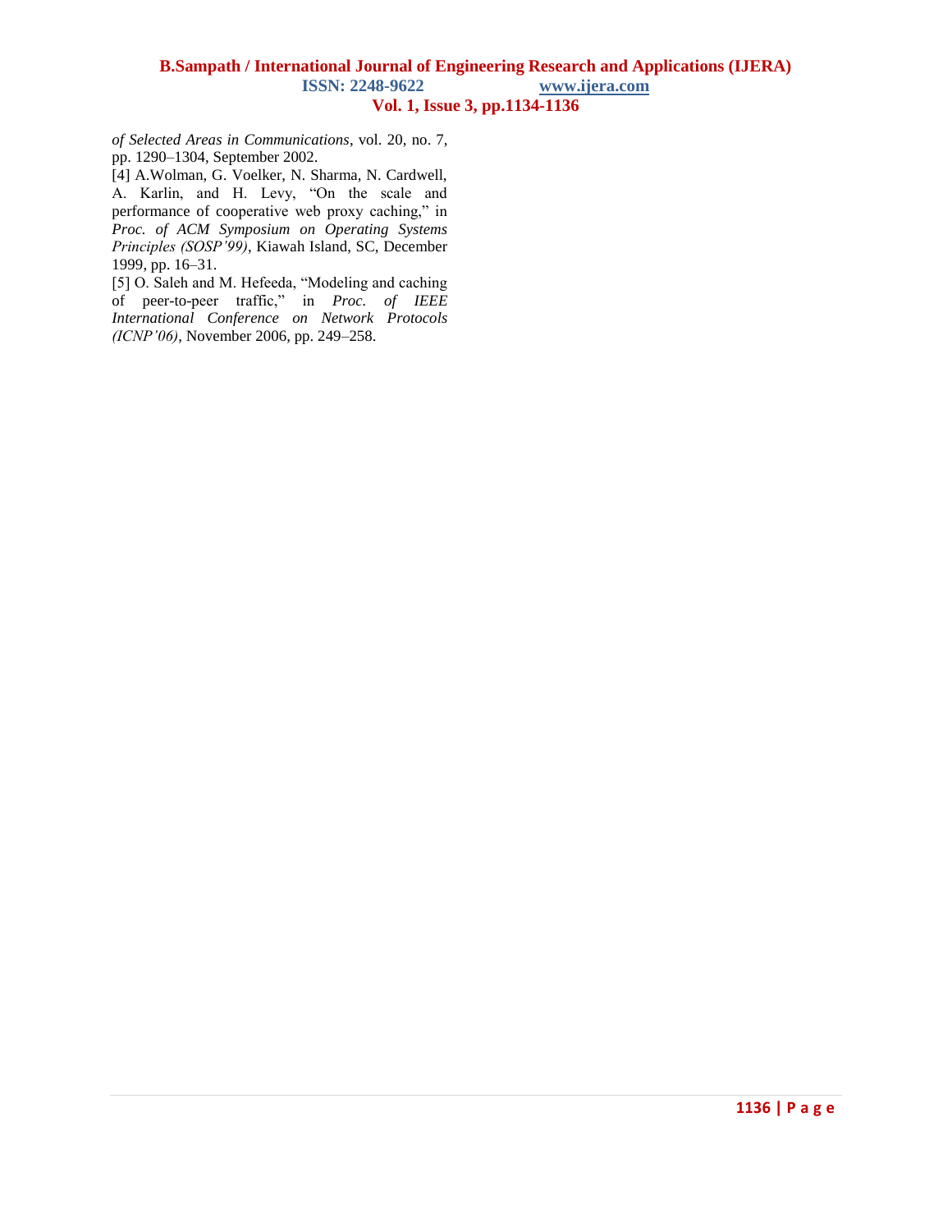*of Selected Areas in Communications*, vol. 20, no. 7, pp. 1290–1304, September 2002.

[4] A.Wolman, G. Voelker, N. Sharma, N. Cardwell, A. Karlin, and H. Levy, "On the scale and performance of cooperative web proxy caching," in *Proc. of ACM Symposium on Operating Systems Principles (SOSP'99)*, Kiawah Island, SC, December 1999, pp. 16–31.

[5] O. Saleh and M. Hefeeda, "Modeling and caching of peer-to-peer traffic," in *Proc. of IEEE International Conference on Network Protocols (ICNP'06)*, November 2006, pp. 249–258.